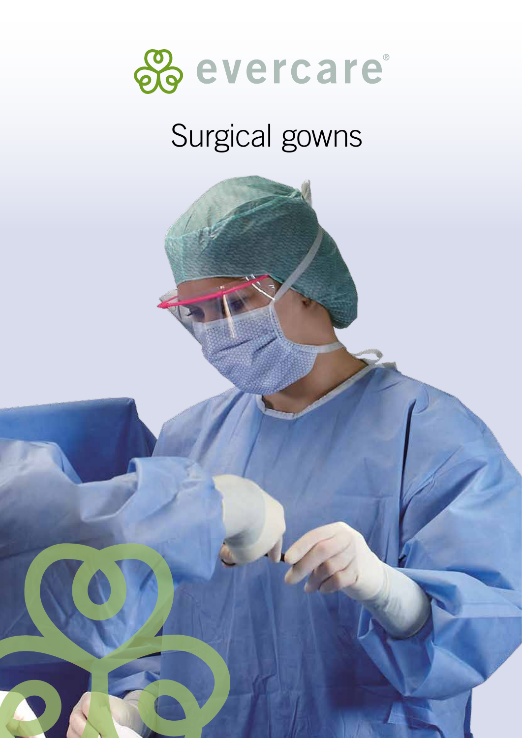evercare®

# Surgical gowns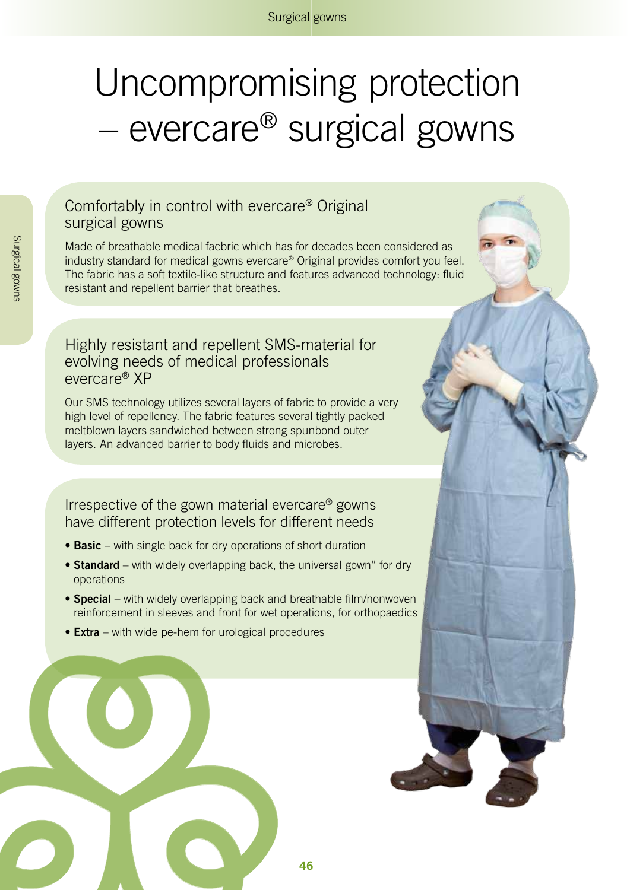# Uncompromising protection – evercare® surgical gowns

## Comfortably in control with evercare® Original surgical gowns

Made of breathable medical facbric which has for decades been considered as industry standard for medical gowns evercare® Original provides comfort you feel. The fabric has a soft textile-like structure and features advanced technology: fluid resistant and repellent barrier that breathes.

## Highly resistant and repellent SMS-material for evolving needs of medical professionals evercare® XP

Our SMS technology utilizes several layers of fabric to provide a very high level of repellency. The fabric features several tightly packed meltblown layers sandwiched between strong spunbond outer layers. An advanced barrier to body fluids and microbes.

## Irrespective of the gown material evercare® gowns have different protection levels for different needs

- **Basic** – with single back for dry operations of short duration
- **Standard** – with widely overlapping back, the universal gown" for dry operations
- **Special** – with widely overlapping back and breathable film/nonwoven reinforcement in sleeves and front for wet operations, for orthopaedics
- **Extra** – with wide pe-hem for urological procedures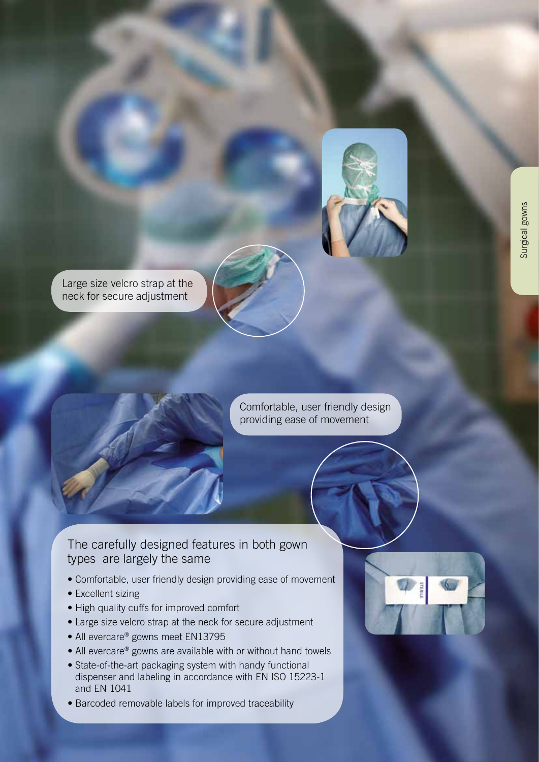Large size velcro strap at the neck for secure adjustment

Comfortable, user friendly design providing ease of movement

## The carefully designed features in both gown types are largely the same

- Comfortable, user friendly design providing ease of movement
- Excellent sizing
- High quality cuffs for improved comfort
- Large size velcro strap at the neck for secure adjustment
- All evercare® gowns meet EN13795
- All evercare® gowns are available with or without hand towels
- State-of-the-art packaging system with handy functional dispenser and labeling in accordance with EN ISO 15223-1 and EN 1041
- Barcoded removable labels for improved traceability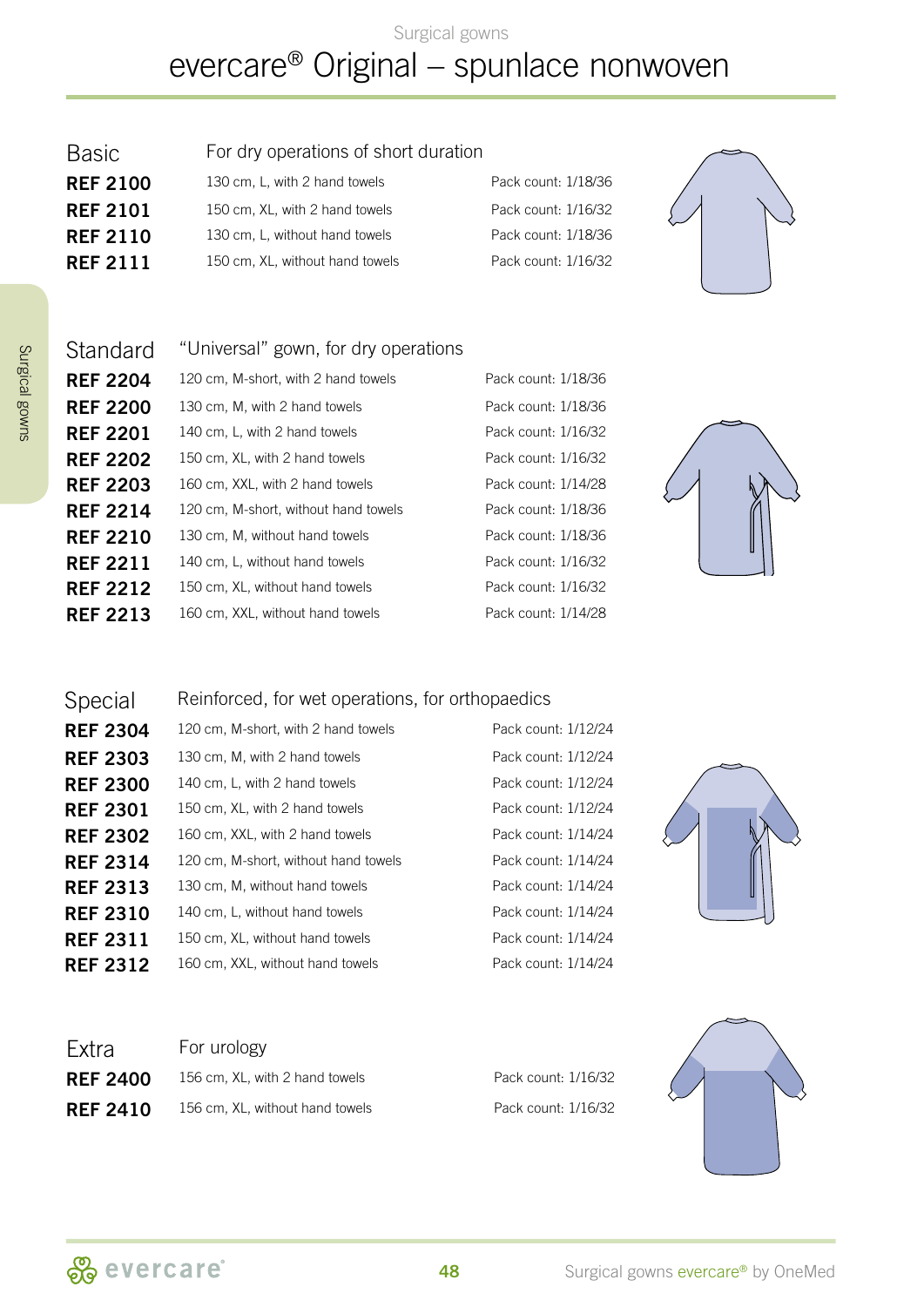Surgical gowns

# evercare® Original – spunlace nonwoven

## Basic

For dry operations of short duration

| REF | Description | Pack count |
|---|---|---|
| **REF 2100** | 130 cm, L, with 2 hand towels | Pack count: 1/18/36 |
| **REF 2101** | 150 cm, XL, with 2 hand towels | Pack count: 1/16/32 |
| **REF 2110** | 130 cm, L, without hand towels | Pack count: 1/18/36 |
| **REF 2111** | 150 cm, XL, without hand towels | Pack count: 1/16/32 |

## Standard

"Universal" gown, for dry operations

| REF | Description | Pack count |
|---|---|---|
| **REF 2204** | 120 cm, M-short, with 2 hand towels | Pack count: 1/18/36 |
| **REF 2200** | 130 cm, M, with 2 hand towels | Pack count: 1/18/36 |
| **REF 2201** | 140 cm, L, with 2 hand towels | Pack count: 1/16/32 |
| **REF 2202** | 150 cm, XL, with 2 hand towels | Pack count: 1/16/32 |
| **REF 2203** | 160 cm, XXL, with 2 hand towels | Pack count: 1/14/28 |
| **REF 2214** | 120 cm, M-short, without hand towels | Pack count: 1/18/36 |
| **REF 2210** | 130 cm, M, without hand towels | Pack count: 1/18/36 |
| **REF 2211** | 140 cm, L, without hand towels | Pack count: 1/16/32 |
| **REF 2212** | 150 cm, XL, without hand towels | Pack count: 1/16/32 |
| **REF 2213** | 160 cm, XXL, without hand towels | Pack count: 1/14/28 |

## Special

Reinforced, for wet operations, for orthopaedics

| REF | Description | Pack count |
|---|---|---|
| **REF 2304** | 120 cm, M-short, with 2 hand towels | Pack count: 1/12/24 |
| **REF 2303** | 130 cm, M, with 2 hand towels | Pack count: 1/12/24 |
| **REF 2300** | 140 cm, L, with 2 hand towels | Pack count: 1/12/24 |
| **REF 2301** | 150 cm, XL, with 2 hand towels | Pack count: 1/12/24 |
| **REF 2302** | 160 cm, XXL, with 2 hand towels | Pack count: 1/14/24 |
| **REF 2314** | 120 cm, M-short, without hand towels | Pack count: 1/14/24 |
| **REF 2313** | 130 cm, M, without hand towels | Pack count: 1/14/24 |
| **REF 2310** | 140 cm, L, without hand towels | Pack count: 1/14/24 |
| **REF 2311** | 150 cm, XL, without hand towels | Pack count: 1/14/24 |
| **REF 2312** | 160 cm, XXL, without hand towels | Pack count: 1/14/24 |

## Extra

For urology

| REF | Description | Pack count |
|---|---|---|
| **REF 2400** | 156 cm, XL, with 2 hand towels | Pack count: 1/16/32 |
| **REF 2410** | 156 cm, XL, without hand towels | Pack count: 1/16/32 |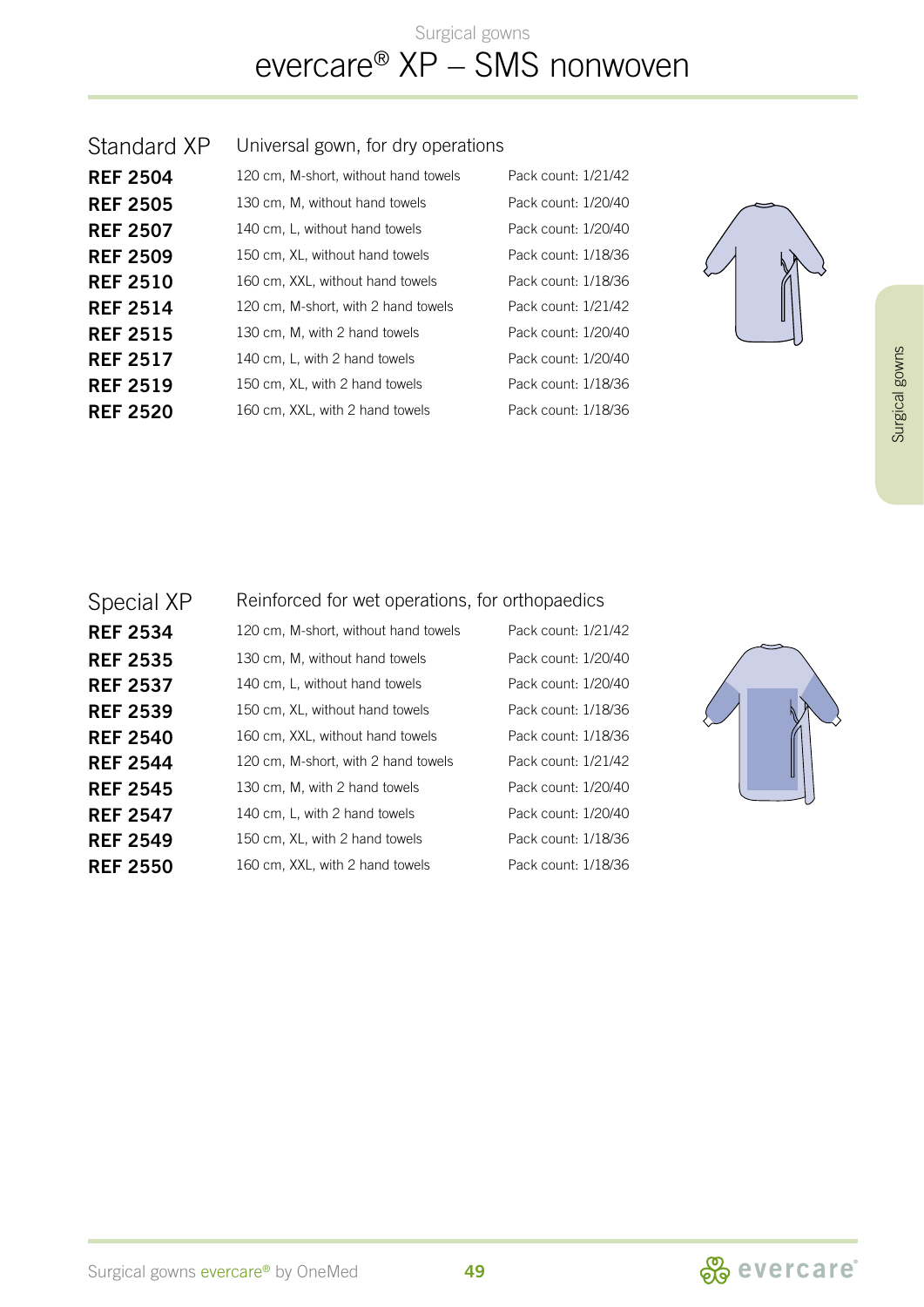Surgical gowns

# evercare® XP – SMS nonwoven

## Standard XP

Universal gown, for dry operations

| | | |
|---|---|---|
| **REF 2504** | 120 cm, M-short, without hand towels | Pack count: 1/21/42 |
| **REF 2505** | 130 cm, M, without hand towels | Pack count: 1/20/40 |
| **REF 2507** | 140 cm, L, without hand towels | Pack count: 1/20/40 |
| **REF 2509** | 150 cm, XL, without hand towels | Pack count: 1/18/36 |
| **REF 2510** | 160 cm, XXL, without hand towels | Pack count: 1/18/36 |
| **REF 2514** | 120 cm, M-short, with 2 hand towels | Pack count: 1/21/42 |
| **REF 2515** | 130 cm, M, with 2 hand towels | Pack count: 1/20/40 |
| **REF 2517** | 140 cm, L, with 2 hand towels | Pack count: 1/20/40 |
| **REF 2519** | 150 cm, XL, with 2 hand towels | Pack count: 1/18/36 |
| **REF 2520** | 160 cm, XXL, with 2 hand towels | Pack count: 1/18/36 |

## Special XP

Reinforced for wet operations, for orthopaedics

| | | |
|---|---|---|
| **REF 2534** | 120 cm, M-short, without hand towels | Pack count: 1/21/42 |
| **REF 2535** | 130 cm, M, without hand towels | Pack count: 1/20/40 |
| **REF 2537** | 140 cm, L, without hand towels | Pack count: 1/20/40 |
| **REF 2539** | 150 cm, XL, without hand towels | Pack count: 1/18/36 |
| **REF 2540** | 160 cm, XXL, without hand towels | Pack count: 1/18/36 |
| **REF 2544** | 120 cm, M-short, with 2 hand towels | Pack count: 1/21/42 |
| **REF 2545** | 130 cm, M, with 2 hand towels | Pack count: 1/20/40 |
| **REF 2547** | 140 cm, L, with 2 hand towels | Pack count: 1/20/40 |
| **REF 2549** | 150 cm, XL, with 2 hand towels | Pack count: 1/18/36 |
| **REF 2550** | 160 cm, XXL, with 2 hand towels | Pack count: 1/18/36 |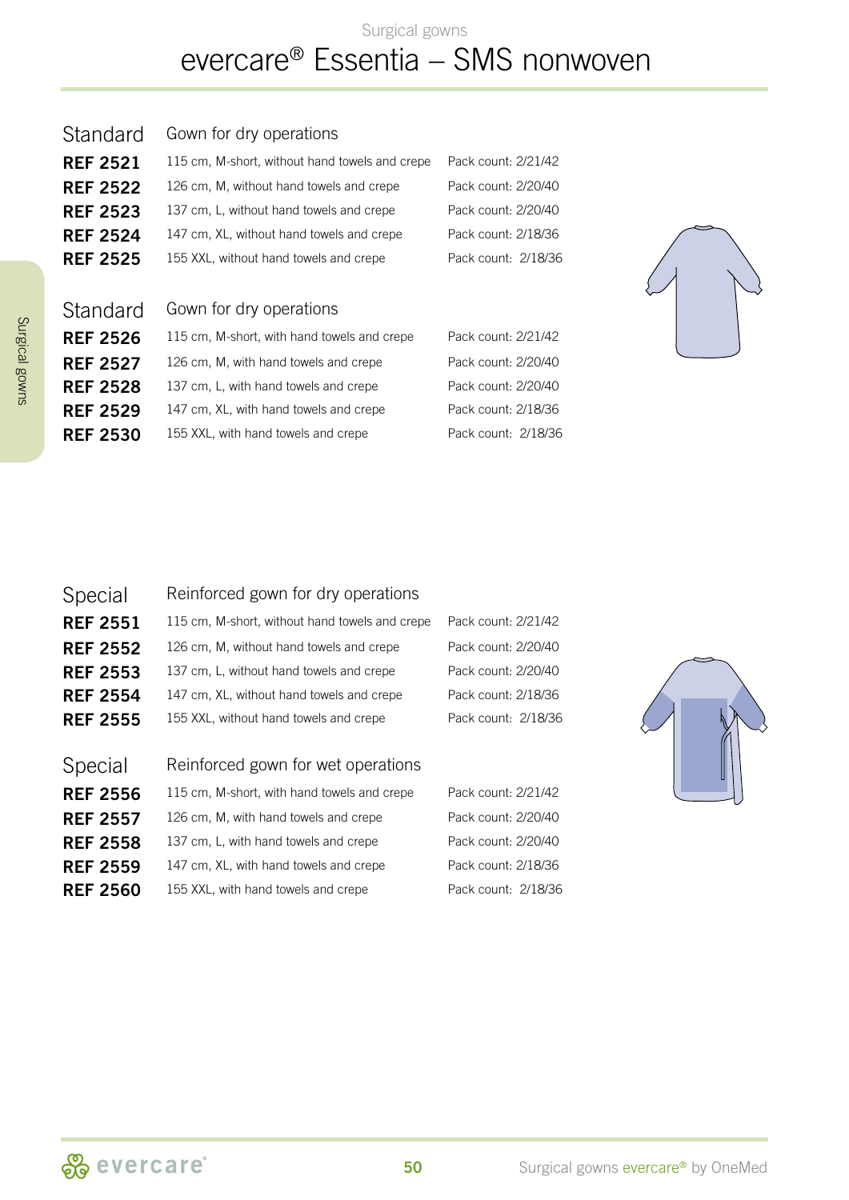# evercare® Essentia – SMS nonwoven

## Standard – Gown for dry operations

| | | |
|---|---|---|
| **REF 2521** | 115 cm, M-short, without hand towels and crepe | Pack count: 2/21/42 |
| **REF 2522** | 126 cm, M, without hand towels and crepe | Pack count: 2/20/40 |
| **REF 2523** | 137 cm, L, without hand towels and crepe | Pack count: 2/20/40 |
| **REF 2524** | 147 cm, XL, without hand towels and crepe | Pack count: 2/18/36 |
| **REF 2525** | 155 XXL, without hand towels and crepe | Pack count: 2/18/36 |

## Standard – Gown for dry operations

| | | |
|---|---|---|
| **REF 2526** | 115 cm, M-short, with hand towels and crepe | Pack count: 2/21/42 |
| **REF 2527** | 126 cm, M, with hand towels and crepe | Pack count: 2/20/40 |
| **REF 2528** | 137 cm, L, with hand towels and crepe | Pack count: 2/20/40 |
| **REF 2529** | 147 cm, XL, with hand towels and crepe | Pack count: 2/18/36 |
| **REF 2530** | 155 XXL, with hand towels and crepe | Pack count: 2/18/36 |

## Special – Reinforced gown for dry operations

| | | |
|---|---|---|
| **REF 2551** | 115 cm, M-short, without hand towels and crepe | Pack count: 2/21/42 |
| **REF 2552** | 126 cm, M, without hand towels and crepe | Pack count: 2/20/40 |
| **REF 2553** | 137 cm, L, without hand towels and crepe | Pack count: 2/20/40 |
| **REF 2554** | 147 cm, XL, without hand towels and crepe | Pack count: 2/18/36 |
| **REF 2555** | 155 XXL, without hand towels and crepe | Pack count: 2/18/36 |

## Special – Reinforced gown for wet operations

| | | |
|---|---|---|
| **REF 2556** | 115 cm, M-short, with hand towels and crepe | Pack count: 2/21/42 |
| **REF 2557** | 126 cm, M, with hand towels and crepe | Pack count: 2/20/40 |
| **REF 2558** | 137 cm, L, with hand towels and crepe | Pack count: 2/20/40 |
| **REF 2559** | 147 cm, XL, with hand towels and crepe | Pack count: 2/18/36 |
| **REF 2560** | 155 XXL, with hand towels and crepe | Pack count: 2/18/36 |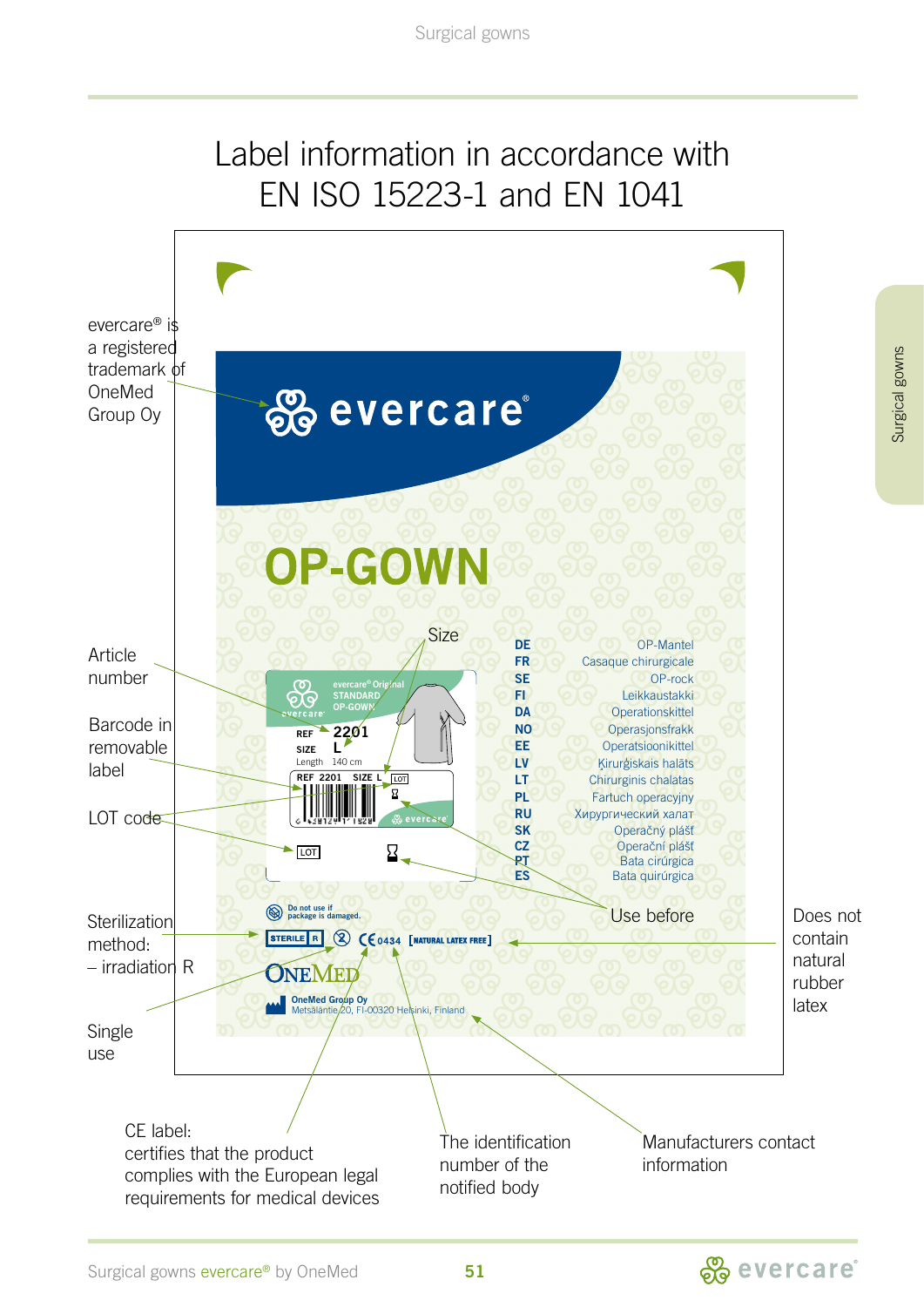# Label information in accordance with EN ISO 15223-1 and EN 1041

evercare® is a registered trademark of OneMed Group Oy

evercare®

**OP-GOWN**

Article number

Size

Barcode in removable label

LOT code

evercare® Original STANDARD OP-GOWN

REF 2201

SIZE L

Length 140 cm

REF 2201 SIZE L LOT

| | |
|---|---|
| DE | OP-Mantel |
| FR | Casaque chirurgicale |
| SE | OP-rock |
| FI | Leikkaustakki |
| DA | Operationskittel |
| NO | Operasjonsfrakk |
| EE | Operatsioonikittel |
| LV | Ķirurģiskais halāts |
| LT | Chirurginis chalatas |
| PL | Fartuch operacyjny |
| RU | Хирургический халат |
| SK | Operačný plášť |
| CZ | Operační plášť |
| PT | Bata cirúrgica |
| ES | Bata quirúrgica |

Use before

Do not use if package is damaged.

STERILE R CE 0434 [NATURAL LATEX FREE]

Sterilization method: – irradiation R

Does not contain natural rubber latex

Single use

ONEMED

OneMed Group Oy
Metsäläntie 20, FI-00320 Helsinki, Finland

CE label: certifies that the product complies with the European legal requirements for medical devices

The identification number of the notified body

Manufacturers contact information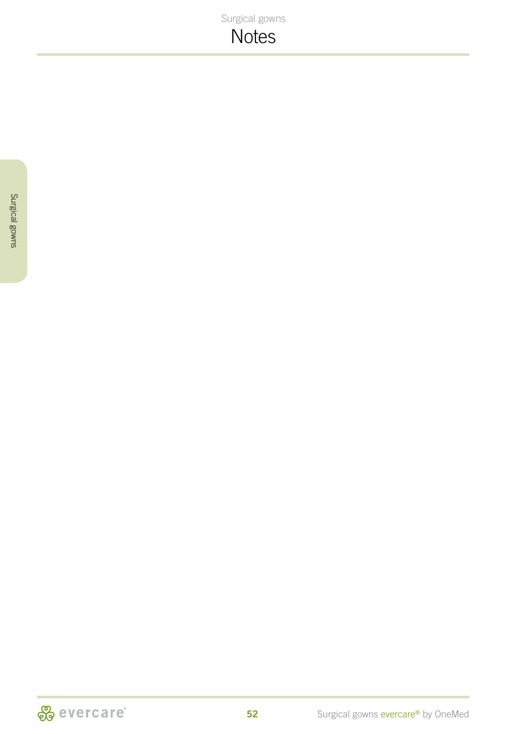# Notes